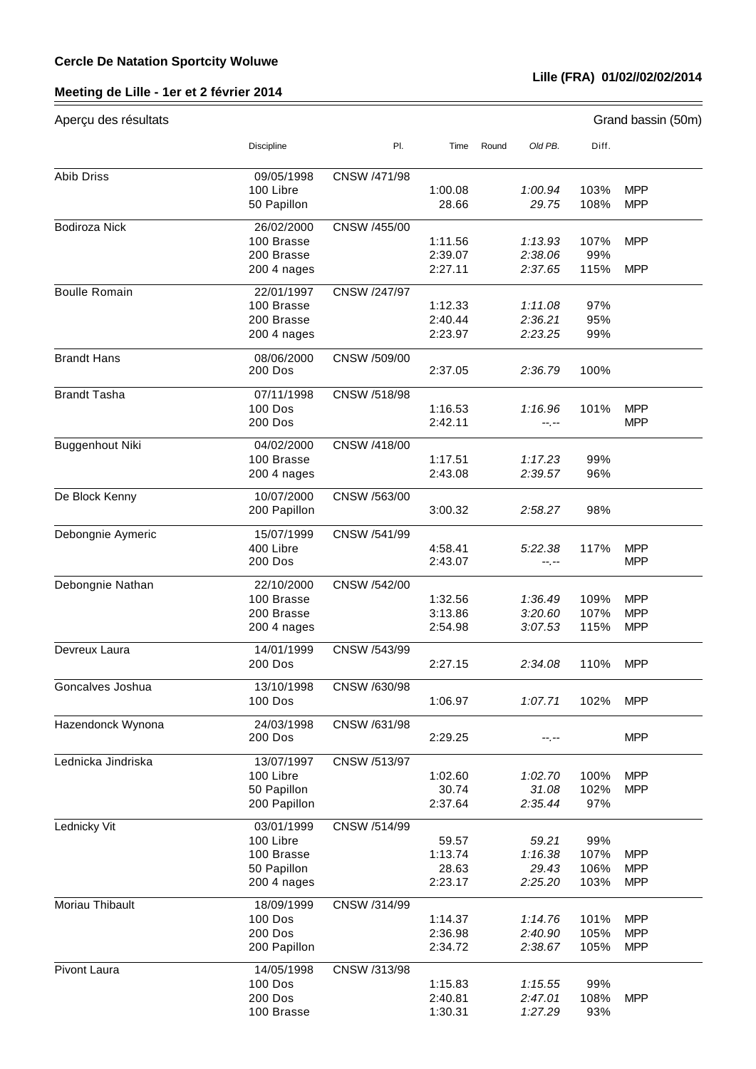**Cercle De Natation Sportcity Woluwe**

**Lille (FRA) 01/02//02/02/2014**

**Meeting de Lille - 1er et 2 février 2014**

Aperçu des résultats — Grand bassin (50m)

| | Discipline | Pl. | Time | Round | Old PB. | Diff. | |
|---|---|---|---|---|---|---|---|
| Abib Driss | 09/05/1998 | CNSW /471/98 | | | | | |
| | 100 Libre | | 1:00.08 | | *1:00.94* | 103% | MPP |
| | 50 Papillon | | 28.66 | | *29.75* | 108% | MPP |
| Bodiroza Nick | 26/02/2000 | CNSW /455/00 | | | | | |
| | 100 Brasse | | 1:11.56 | | *1:13.93* | 107% | MPP |
| | 200 Brasse | | 2:39.07 | | *2:38.06* | 99% | |
| | 200 4 nages | | 2:27.11 | | *2:37.65* | 115% | MPP |
| Boulle Romain | 22/01/1997 | CNSW /247/97 | | | | | |
| | 100 Brasse | | 1:12.33 | | *1:11.08* | 97% | |
| | 200 Brasse | | 2:40.44 | | *2:36.21* | 95% | |
| | 200 4 nages | | 2:23.97 | | *2:23.25* | 99% | |
| Brandt Hans | 08/06/2000 | CNSW /509/00 | | | | | |
| | 200 Dos | | 2:37.05 | | *2:36.79* | 100% | |
| Brandt Tasha | 07/11/1998 | CNSW /518/98 | | | | | |
| | 100 Dos | | 1:16.53 | | *1:16.96* | 101% | MPP |
| | 200 Dos | | 2:42.11 | | *--.--* | | MPP |
| Buggenhout Niki | 04/02/2000 | CNSW /418/00 | | | | | |
| | 100 Brasse | | 1:17.51 | | *1:17.23* | 99% | |
| | 200 4 nages | | 2:43.08 | | *2:39.57* | 96% | |
| De Block Kenny | 10/07/2000 | CNSW /563/00 | | | | | |
| | 200 Papillon | | 3:00.32 | | *2:58.27* | 98% | |
| Debongnie Aymeric | 15/07/1999 | CNSW /541/99 | | | | | |
| | 400 Libre | | 4:58.41 | | *5:22.38* | 117% | MPP |
| | 200 Dos | | 2:43.07 | | *--.--* | | MPP |
| Debongnie Nathan | 22/10/2000 | CNSW /542/00 | | | | | |
| | 100 Brasse | | 1:32.56 | | *1:36.49* | 109% | MPP |
| | 200 Brasse | | 3:13.86 | | *3:20.60* | 107% | MPP |
| | 200 4 nages | | 2:54.98 | | *3:07.53* | 115% | MPP |
| Devreux Laura | 14/01/1999 | CNSW /543/99 | | | | | |
| | 200 Dos | | 2:27.15 | | *2:34.08* | 110% | MPP |
| Goncalves Joshua | 13/10/1998 | CNSW /630/98 | | | | | |
| | 100 Dos | | 1:06.97 | | *1:07.71* | 102% | MPP |
| Hazendonck Wynona | 24/03/1998 | CNSW /631/98 | | | | | |
| | 200 Dos | | 2:29.25 | | *--.--* | | MPP |
| Lednicka Jindriska | 13/07/1997 | CNSW /513/97 | | | | | |
| | 100 Libre | | 1:02.60 | | *1:02.70* | 100% | MPP |
| | 50 Papillon | | 30.74 | | *31.08* | 102% | MPP |
| | 200 Papillon | | 2:37.64 | | *2:35.44* | 97% | |
| Lednicky Vit | 03/01/1999 | CNSW /514/99 | | | | | |
| | 100 Libre | | 59.57 | | *59.21* | 99% | |
| | 100 Brasse | | 1:13.74 | | *1:16.38* | 107% | MPP |
| | 50 Papillon | | 28.63 | | *29.43* | 106% | MPP |
| | 200 4 nages | | 2:23.17 | | *2:25.20* | 103% | MPP |
| Moriau Thibault | 18/09/1999 | CNSW /314/99 | | | | | |
| | 100 Dos | | 1:14.37 | | *1:14.76* | 101% | MPP |
| | 200 Dos | | 2:36.98 | | *2:40.90* | 105% | MPP |
| | 200 Papillon | | 2:34.72 | | *2:38.67* | 105% | MPP |
| Pivont Laura | 14/05/1998 | CNSW /313/98 | | | | | |
| | 100 Dos | | 1:15.83 | | *1:15.55* | 99% | |
| | 200 Dos | | 2:40.81 | | *2:47.01* | 108% | MPP |
| | 100 Brasse | | 1:30.31 | | *1:27.29* | 93% | |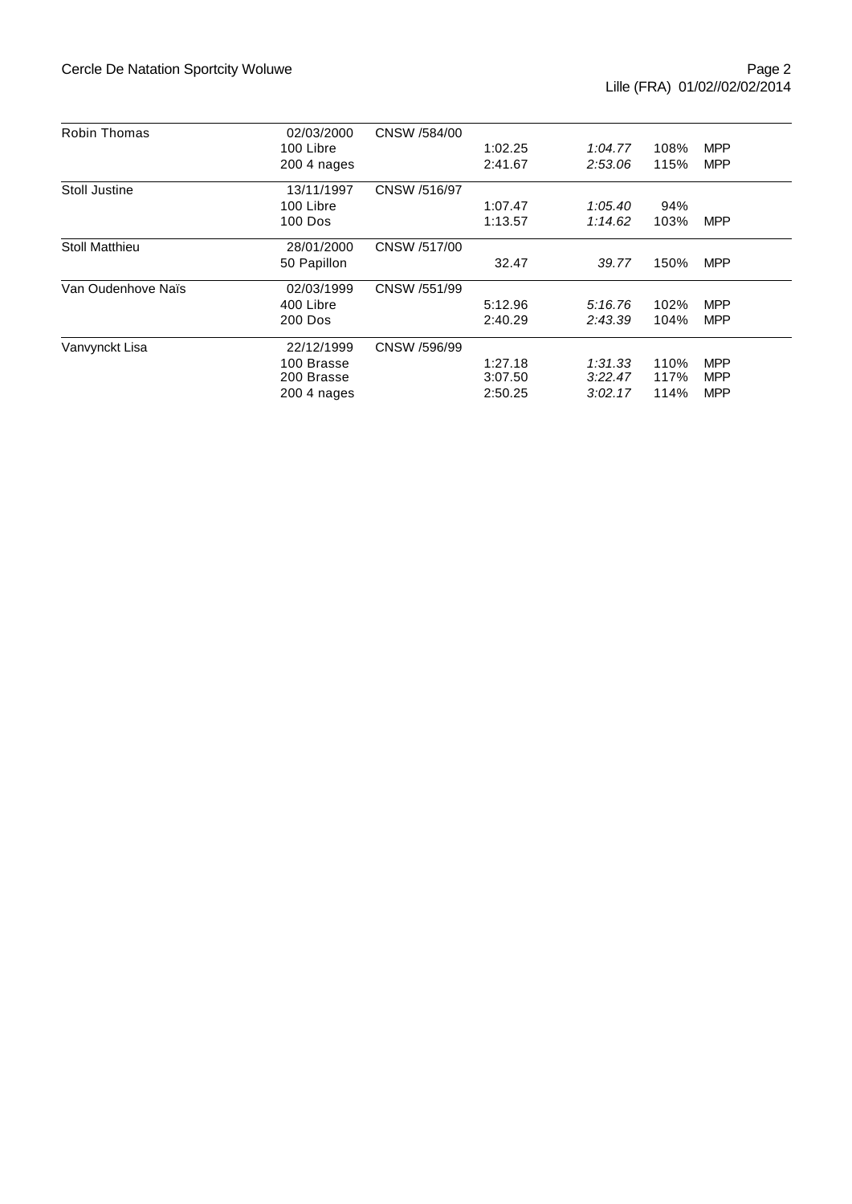| | | | | | | |
|---|---|---|---|---|---|---|
| Robin Thomas | 02/03/2000 | CNSW /584/00 | | | | |
| | 100 Libre | | 1:02.25 | *1:04.77* | 108% | MPP |
| | 200 4 nages | | 2:41.67 | *2:53.06* | 115% | MPP |
| Stoll Justine | 13/11/1997 | CNSW /516/97 | | | | |
| | 100 Libre | | 1:07.47 | *1:05.40* | 94% | |
| | 100 Dos | | 1:13.57 | *1:14.62* | 103% | MPP |
| Stoll Matthieu | 28/01/2000 | CNSW /517/00 | | | | |
| | 50 Papillon | | 32.47 | *39.77* | 150% | MPP |
| Van Oudenhove Naïs | 02/03/1999 | CNSW /551/99 | | | | |
| | 400 Libre | | 5:12.96 | *5:16.76* | 102% | MPP |
| | 200 Dos | | 2:40.29 | *2:43.39* | 104% | MPP |
| Vanvynckt Lisa | 22/12/1999 | CNSW /596/99 | | | | |
| | 100 Brasse | | 1:27.18 | *1:31.33* | 110% | MPP |
| | 200 Brasse | | 3:07.50 | *3:22.47* | 117% | MPP |
| | 200 4 nages | | 2:50.25 | *3:02.17* | 114% | MPP |